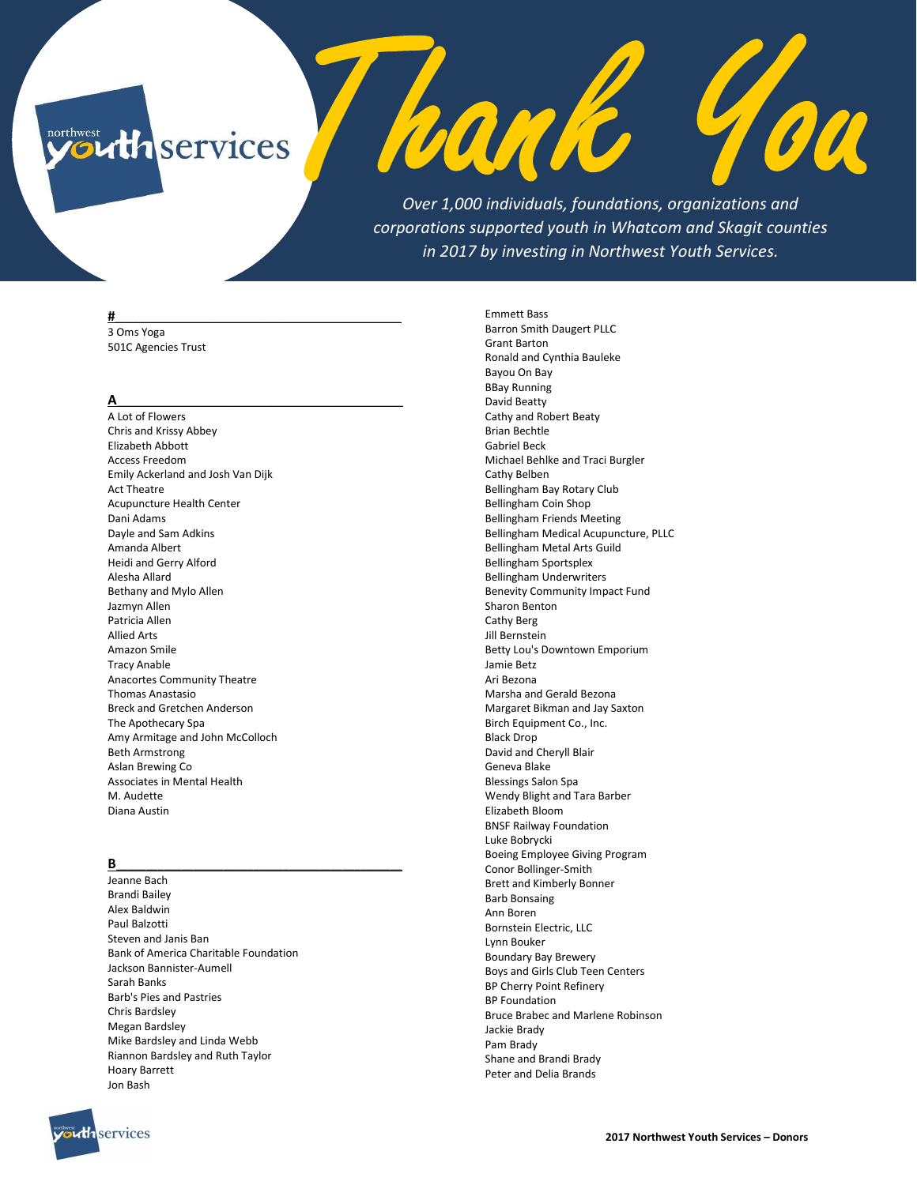# Thank You

*Over 1,000 individuals, foundations, organizations and corporations supported youth in Whatcom and Skagit counties in 2017 by investing in Northwest Youth Services.*

## #

3 Oms Yoga
501C Agencies Trust

## A

A Lot of Flowers
Chris and Krissy Abbey
Elizabeth Abbott
Access Freedom
Emily Ackerland and Josh Van Dijk
Act Theatre
Acupuncture Health Center
Dani Adams
Dayle and Sam Adkins
Amanda Albert
Heidi and Gerry Alford
Alesha Allard
Bethany and Mylo Allen
Jazmyn Allen
Patricia Allen
Allied Arts
Amazon Smile
Tracy Anable
Anacortes Community Theatre
Thomas Anastasio
Breck and Gretchen Anderson
The Apothecary Spa
Amy Armitage and John McColloch
Beth Armstrong
Aslan Brewing Co
Associates in Mental Health
M. Audette
Diana Austin

## B

Jeanne Bach
Brandi Bailey
Alex Baldwin
Paul Balzotti
Steven and Janis Ban
Bank of America Charitable Foundation
Jackson Bannister-Aumell
Sarah Banks
Barb's Pies and Pastries
Chris Bardsley
Megan Bardsley
Mike Bardsley and Linda Webb
Riannon Bardsley and Ruth Taylor
Hoary Barrett
Jon Bash
Emmett Bass
Barron Smith Daugert PLLC
Grant Barton
Ronald and Cynthia Bauleke
Bayou On Bay
BBay Running
David Beatty
Cathy and Robert Beaty
Brian Bechtle
Gabriel Beck
Michael Behlke and Traci Burgler
Cathy Belben
Bellingham Bay Rotary Club
Bellingham Coin Shop
Bellingham Friends Meeting
Bellingham Medical Acupuncture, PLLC
Bellingham Metal Arts Guild
Bellingham Sportsplex
Bellingham Underwriters
Benevity Community Impact Fund
Sharon Benton
Cathy Berg
Jill Bernstein
Betty Lou's Downtown Emporium
Jamie Betz
Ari Bezona
Marsha and Gerald Bezona
Margaret Bikman and Jay Saxton
Birch Equipment Co., Inc.
Black Drop
David and Cheryll Blair
Geneva Blake
Blessings Salon Spa
Wendy Blight and Tara Barber
Elizabeth Bloom
BNSF Railway Foundation
Luke Bobrycki
Boeing Employee Giving Program
Conor Bollinger-Smith
Brett and Kimberly Bonner
Barb Bonsaing
Ann Boren
Bornstein Electric, LLC
Lynn Bouker
Boundary Bay Brewery
Boys and Girls Club Teen Centers
BP Cherry Point Refinery
BP Foundation
Bruce Brabec and Marlene Robinson
Jackie Brady
Pam Brady
Shane and Brandi Brady
Peter and Delia Brands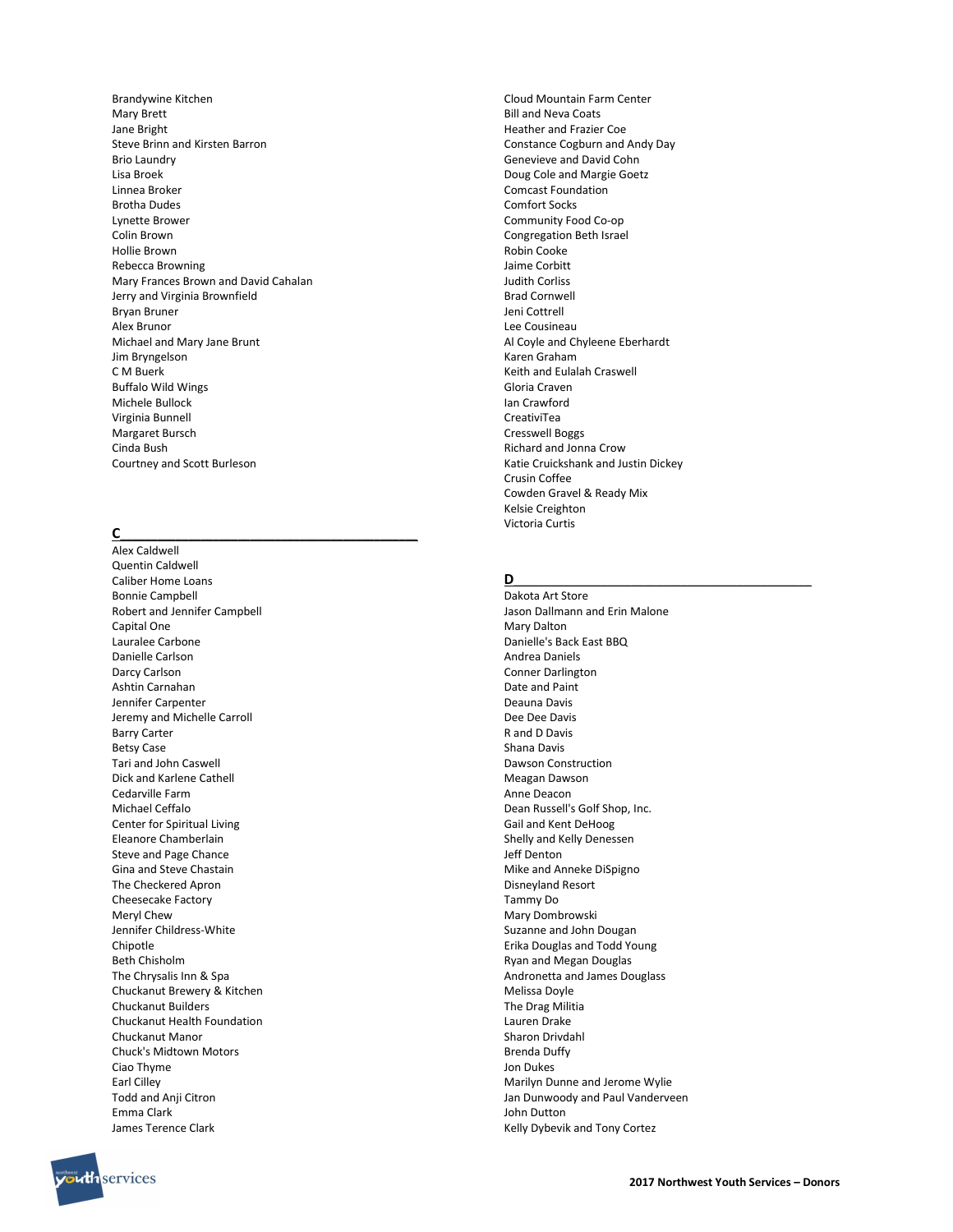Brandywine Kitchen
Mary Brett
Jane Bright
Steve Brinn and Kirsten Barron
Brio Laundry
Lisa Broek
Linnea Broker
Brotha Dudes
Lynette Brower
Colin Brown
Hollie Brown
Rebecca Browning
Mary Frances Brown and David Cahalan
Jerry and Virginia Brownfield
Bryan Bruner
Alex Brunor
Michael and Mary Jane Brunt
Jim Bryngelson
C M Buerk
Buffalo Wild Wings
Michele Bullock
Virginia Bunnell
Margaret Bursch
Cinda Bush
Courtney and Scott Burleson

## C

Alex Caldwell
Quentin Caldwell
Caliber Home Loans
Bonnie Campbell
Robert and Jennifer Campbell
Capital One
Lauralee Carbone
Danielle Carlson
Darcy Carlson
Ashtin Carnahan
Jennifer Carpenter
Jeremy and Michelle Carroll
Barry Carter
Betsy Case
Tari and John Caswell
Dick and Karlene Cathell
Cedarville Farm
Michael Ceffalo
Center for Spiritual Living
Eleanore Chamberlain
Steve and Page Chance
Gina and Steve Chastain
The Checkered Apron
Cheesecake Factory
Meryl Chew
Jennifer Childress-White
Chipotle
Beth Chisholm
The Chrysalis Inn & Spa
Chuckanut Brewery & Kitchen
Chuckanut Builders
Chuckanut Health Foundation
Chuckanut Manor
Chuck's Midtown Motors
Ciao Thyme
Earl Cilley
Todd and Anji Citron
Emma Clark
James Terence Clark
Cloud Mountain Farm Center
Bill and Neva Coats
Heather and Frazier Coe
Constance Cogburn and Andy Day
Genevieve and David Cohn
Doug Cole and Margie Goetz
Comcast Foundation
Comfort Socks
Community Food Co-op
Congregation Beth Israel
Robin Cooke
Jaime Corbitt
Judith Corliss
Brad Cornwell
Jeni Cottrell
Lee Cousineau
Al Coyle and Chyleene Eberhardt
Karen Graham
Keith and Eulalah Craswell
Gloria Craven
Ian Crawford
CreativiTea
Cresswell Boggs
Richard and Jonna Crow
Katie Cruickshank and Justin Dickey
Crusin Coffee
Cowden Gravel & Ready Mix
Kelsie Creighton
Victoria Curtis

## D

Dakota Art Store
Jason Dallmann and Erin Malone
Mary Dalton
Danielle's Back East BBQ
Andrea Daniels
Conner Darlington
Date and Paint
Deauna Davis
Dee Dee Davis
R and D Davis
Shana Davis
Dawson Construction
Meagan Dawson
Anne Deacon
Dean Russell's Golf Shop, Inc.
Gail and Kent DeHoog
Shelly and Kelly Denessen
Jeff Denton
Mike and Anneke DiSpigno
Disneyland Resort
Tammy Do
Mary Dombrowski
Suzanne and John Dougan
Erika Douglas and Todd Young
Ryan and Megan Douglas
Andronetta and James Douglass
Melissa Doyle
The Drag Militia
Lauren Drake
Sharon Drivdahl
Brenda Duffy
Jon Dukes
Marilyn Dunne and Jerome Wylie
Jan Dunwoody and Paul Vanderveen
John Dutton
Kelly Dybevik and Tony Cortez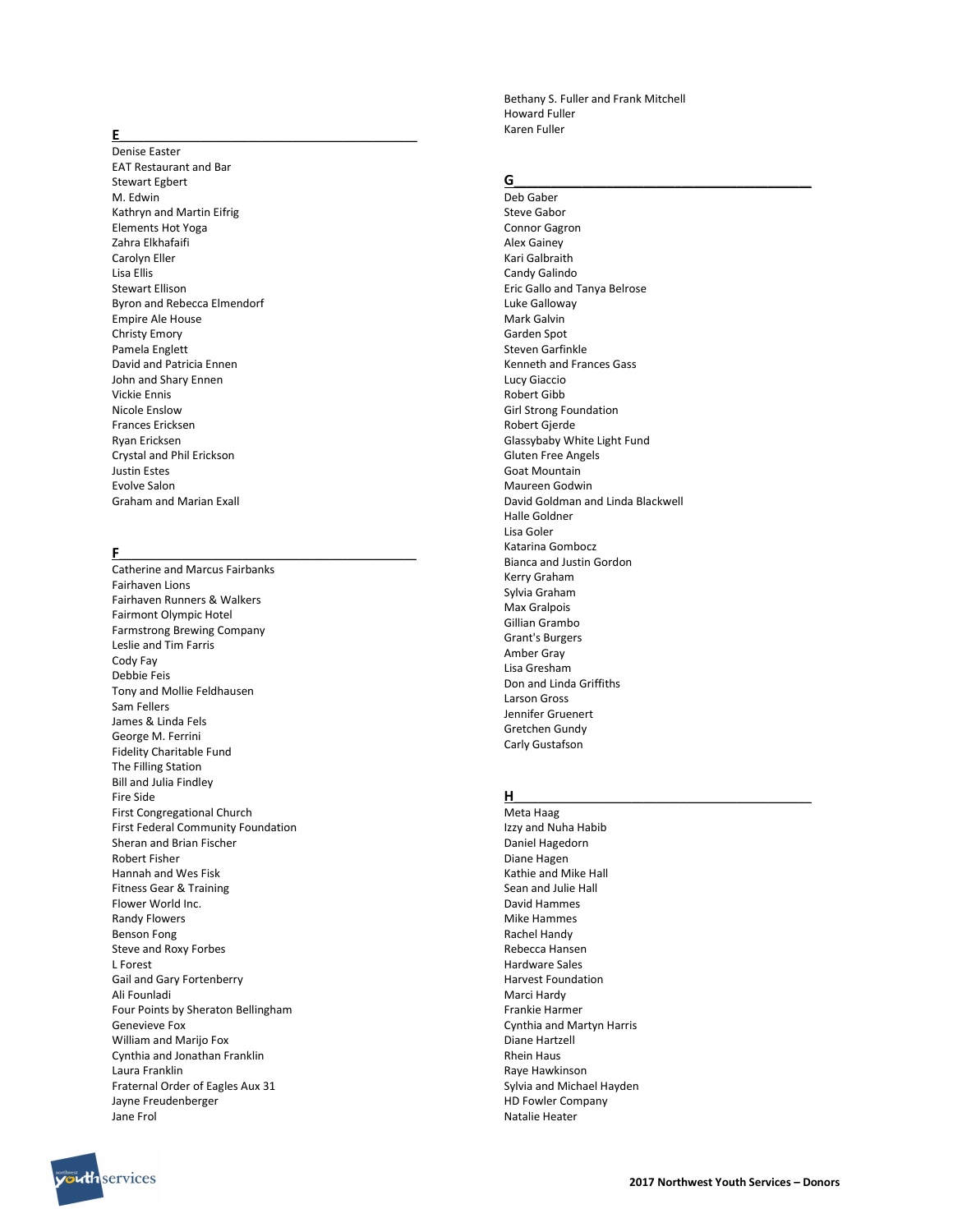## E

Denise Easter
EAT Restaurant and Bar
Stewart Egbert
M. Edwin
Kathryn and Martin Eifrig
Elements Hot Yoga
Zahra Elkhafaifi
Carolyn Eller
Lisa Ellis
Stewart Ellison
Byron and Rebecca Elmendorf
Empire Ale House
Christy Emory
Pamela Englett
David and Patricia Ennen
John and Shary Ennen
Vickie Ennis
Nicole Enslow
Frances Ericksen
Ryan Ericksen
Crystal and Phil Erickson
Justin Estes
Evolve Salon
Graham and Marian Exall

## F

Catherine and Marcus Fairbanks
Fairhaven Lions
Fairhaven Runners & Walkers
Fairmont Olympic Hotel
Farmstrong Brewing Company
Leslie and Tim Farris
Cody Fay
Debbie Feis
Tony and Mollie Feldhausen
Sam Fellers
James & Linda Fels
George M. Ferrini
Fidelity Charitable Fund
The Filling Station
Bill and Julia Findley
Fire Side
First Congregational Church
First Federal Community Foundation
Sheran and Brian Fischer
Robert Fisher
Hannah and Wes Fisk
Fitness Gear & Training
Flower World Inc.
Randy Flowers
Benson Fong
Steve and Roxy Forbes
L Forest
Gail and Gary Fortenberry
Ali Founladi
Four Points by Sheraton Bellingham
Genevieve Fox
William and Marijo Fox
Cynthia and Jonathan Franklin
Laura Franklin
Fraternal Order of Eagles Aux 31
Jayne Freudenberger
Jane Frol
Bethany S. Fuller and Frank Mitchell
Howard Fuller
Karen Fuller

## G

Deb Gaber
Steve Gabor
Connor Gagron
Alex Gainey
Kari Galbraith
Candy Galindo
Eric Gallo and Tanya Belrose
Luke Galloway
Mark Galvin
Garden Spot
Steven Garfinkle
Kenneth and Frances Gass
Lucy Giaccio
Robert Gibb
Girl Strong Foundation
Robert Gjerde
Glassybaby White Light Fund
Gluten Free Angels
Goat Mountain
Maureen Godwin
David Goldman and Linda Blackwell
Halle Goldner
Lisa Goler
Katarina Gombocz
Bianca and Justin Gordon
Kerry Graham
Sylvia Graham
Max Gralpois
Gillian Grambo
Grant's Burgers
Amber Gray
Lisa Gresham
Don and Linda Griffiths
Larson Gross
Jennifer Gruenert
Gretchen Gundy
Carly Gustafson

## H

Meta Haag
Izzy and Nuha Habib
Daniel Hagedorn
Diane Hagen
Kathie and Mike Hall
Sean and Julie Hall
David Hammes
Mike Hammes
Rachel Handy
Rebecca Hansen
Hardware Sales
Harvest Foundation
Marci Hardy
Frankie Harmer
Cynthia and Martyn Harris
Diane Hartzell
Rhein Haus
Raye Hawkinson
Sylvia and Michael Hayden
HD Fowler Company
Natalie Heater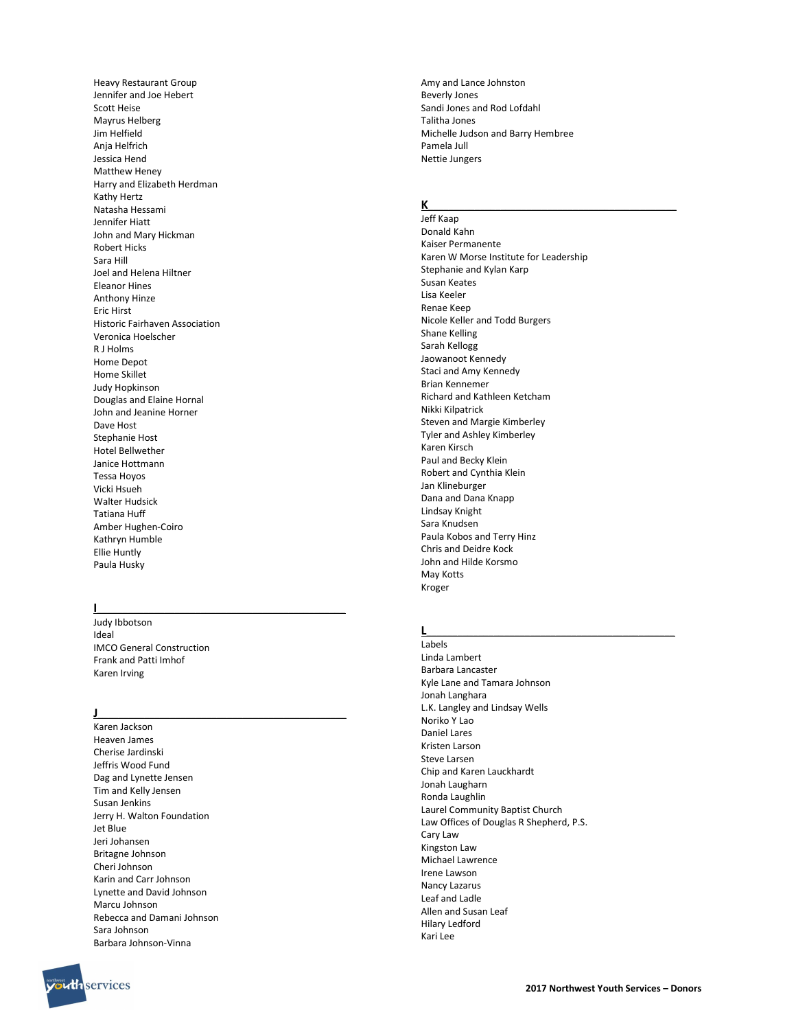Heavy Restaurant Group
Jennifer and Joe Hebert
Scott Heise
Mayrus Helberg
Jim Helfield
Anja Helfrich
Jessica Hend
Matthew Heney
Harry and Elizabeth Herdman
Kathy Hertz
Natasha Hessami
Jennifer Hiatt
John and Mary Hickman
Robert Hicks
Sara Hill
Joel and Helena Hiltner
Eleanor Hines
Anthony Hinze
Eric Hirst
Historic Fairhaven Association
Veronica Hoelscher
R J Holms
Home Depot
Home Skillet
Judy Hopkinson
Douglas and Elaine Hornal
John and Jeanine Horner
Dave Host
Stephanie Host
Hotel Bellwether
Janice Hottmann
Tessa Hoyos
Vicki Hsueh
Walter Hudsick
Tatiana Huff
Amber Hughen-Coiro
Kathryn Humble
Ellie Huntly
Paula Husky

## I

Judy Ibbotson
Ideal
IMCO General Construction
Frank and Patti Imhof
Karen Irving

## J

Karen Jackson
Heaven James
Cherise Jardinski
Jeffris Wood Fund
Dag and Lynette Jensen
Tim and Kelly Jensen
Susan Jenkins
Jerry H. Walton Foundation
Jet Blue
Jeri Johansen
Britagne Johnson
Cheri Johnson
Karin and Carr Johnson
Lynette and David Johnson
Marcu Johnson
Rebecca and Damani Johnson
Sara Johnson
Barbara Johnson-Vinna
Amy and Lance Johnston
Beverly Jones
Sandi Jones and Rod Lofdahl
Talitha Jones
Michelle Judson and Barry Hembree
Pamela Jull
Nettie Jungers

## K

Jeff Kaap
Donald Kahn
Kaiser Permanente
Karen W Morse Institute for Leadership
Stephanie and Kylan Karp
Susan Keates
Lisa Keeler
Renae Keep
Nicole Keller and Todd Burgers
Shane Kelling
Sarah Kellogg
Jaowanoot Kennedy
Staci and Amy Kennedy
Brian Kennemer
Richard and Kathleen Ketcham
Nikki Kilpatrick
Steven and Margie Kimberley
Tyler and Ashley Kimberley
Karen Kirsch
Paul and Becky Klein
Robert and Cynthia Klein
Jan Klineburger
Dana and Dana Knapp
Lindsay Knight
Sara Knudsen
Paula Kobos and Terry Hinz
Chris and Deidre Kock
John and Hilde Korsmo
May Kotts
Kroger

## L

Labels
Linda Lambert
Barbara Lancaster
Kyle Lane and Tamara Johnson
Jonah Langhara
L.K. Langley and Lindsay Wells
Noriko Y Lao
Daniel Lares
Kristen Larson
Steve Larsen
Chip and Karen Lauckhardt
Jonah Laugharn
Ronda Laughlin
Laurel Community Baptist Church
Law Offices of Douglas R Shepherd, P.S.
Cary Law
Kingston Law
Michael Lawrence
Irene Lawson
Nancy Lazarus
Leaf and Ladle
Allen and Susan Leaf
Hilary Ledford
Kari Lee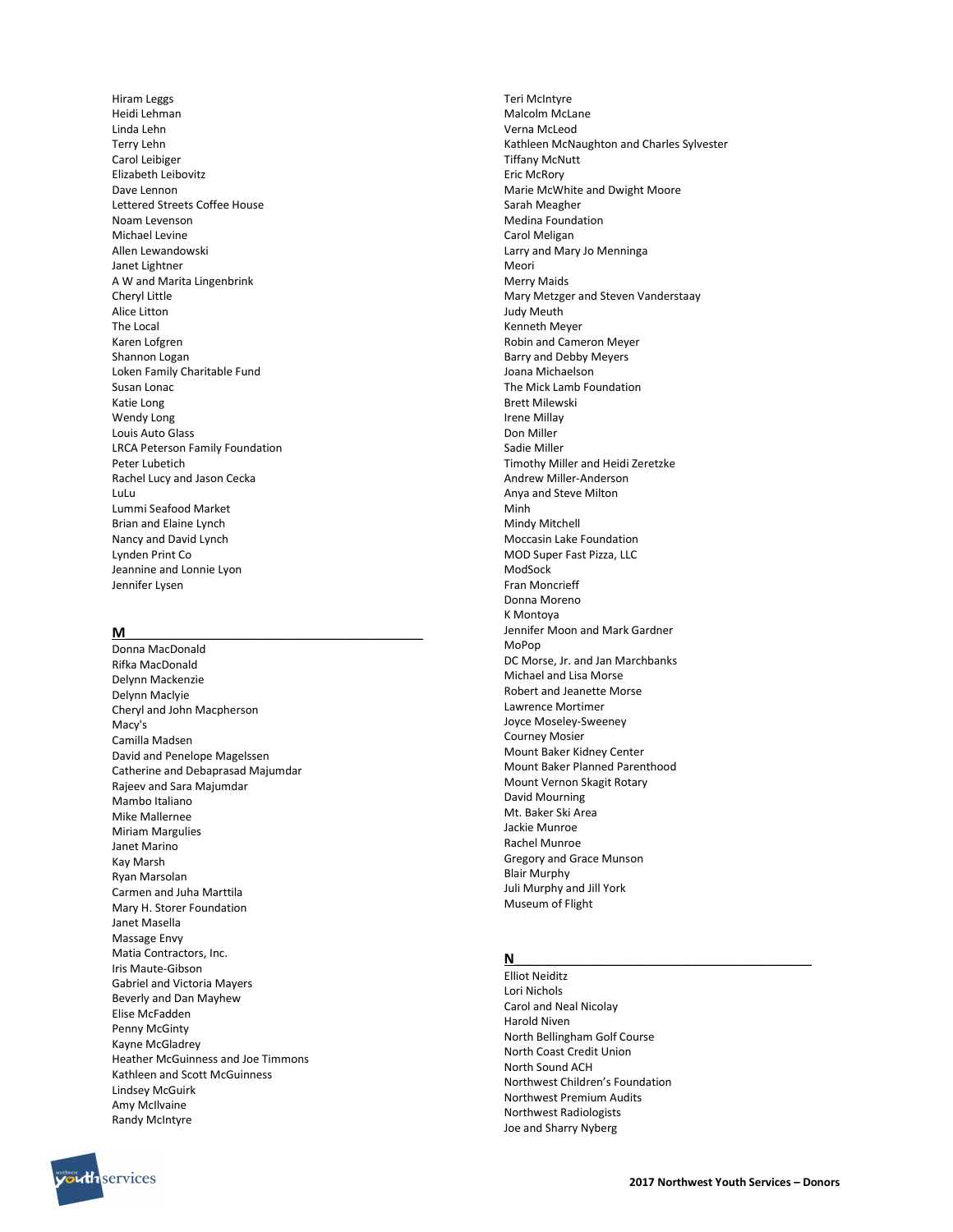Hiram Leggs
Heidi Lehman
Linda Lehn
Terry Lehn
Carol Leibiger
Elizabeth Leibovitz
Dave Lennon
Lettered Streets Coffee House
Noam Levenson
Michael Levine
Allen Lewandowski
Janet Lightner
A W and Marita Lingenbrink
Cheryl Little
Alice Litton
The Local
Karen Lofgren
Shannon Logan
Loken Family Charitable Fund
Susan Lonac
Katie Long
Wendy Long
Louis Auto Glass
LRCA Peterson Family Foundation
Peter Lubetich
Rachel Lucy and Jason Cecka
LuLu
Lummi Seafood Market
Brian and Elaine Lynch
Nancy and David Lynch
Lynden Print Co
Jeannine and Lonnie Lyon
Jennifer Lysen

## M

Donna MacDonald
Rifka MacDonald
Delynn Mackenzie
Delynn Maclyie
Cheryl and John Macpherson
Macy's
Camilla Madsen
David and Penelope Magelssen
Catherine and Debaprasad Majumdar
Rajeev and Sara Majumdar
Mambo Italiano
Mike Mallernee
Miriam Margulies
Janet Marino
Kay Marsh
Ryan Marsolan
Carmen and Juha Marttila
Mary H. Storer Foundation
Janet Masella
Massage Envy
Matia Contractors, Inc.
Iris Maute-Gibson
Gabriel and Victoria Mayers
Beverly and Dan Mayhew
Elise McFadden
Penny McGinty
Kayne McGladrey
Heather McGuinness and Joe Timmons
Kathleen and Scott McGuinness
Lindsey McGuirk
Amy McIlvaine
Randy McIntyre
Teri McIntyre
Malcolm McLane
Verna McLeod
Kathleen McNaughton and Charles Sylvester
Tiffany McNutt
Eric McRory
Marie McWhite and Dwight Moore
Sarah Meagher
Medina Foundation
Carol Meligan
Larry and Mary Jo Menninga
Meori
Merry Maids
Mary Metzger and Steven Vanderstaay
Judy Meuth
Kenneth Meyer
Robin and Cameron Meyer
Barry and Debby Meyers
Joana Michaelson
The Mick Lamb Foundation
Brett Milewski
Irene Millay
Don Miller
Sadie Miller
Timothy Miller and Heidi Zeretzke
Andrew Miller-Anderson
Anya and Steve Milton
Minh
Mindy Mitchell
Moccasin Lake Foundation
MOD Super Fast Pizza, LLC
ModSock
Fran Moncrieff
Donna Moreno
K Montoya
Jennifer Moon and Mark Gardner
MoPop
DC Morse, Jr. and Jan Marchbanks
Michael and Lisa Morse
Robert and Jeanette Morse
Lawrence Mortimer
Joyce Moseley-Sweeney
Courney Mosier
Mount Baker Kidney Center
Mount Baker Planned Parenthood
Mount Vernon Skagit Rotary
David Mourning
Mt. Baker Ski Area
Jackie Munroe
Rachel Munroe
Gregory and Grace Munson
Blair Murphy
Juli Murphy and Jill York
Museum of Flight

## N

Elliot Neiditz
Lori Nichols
Carol and Neal Nicolay
Harold Niven
North Bellingham Golf Course
North Coast Credit Union
North Sound ACH
Northwest Children's Foundation
Northwest Premium Audits
Northwest Radiologists
Joe and Sharry Nyberg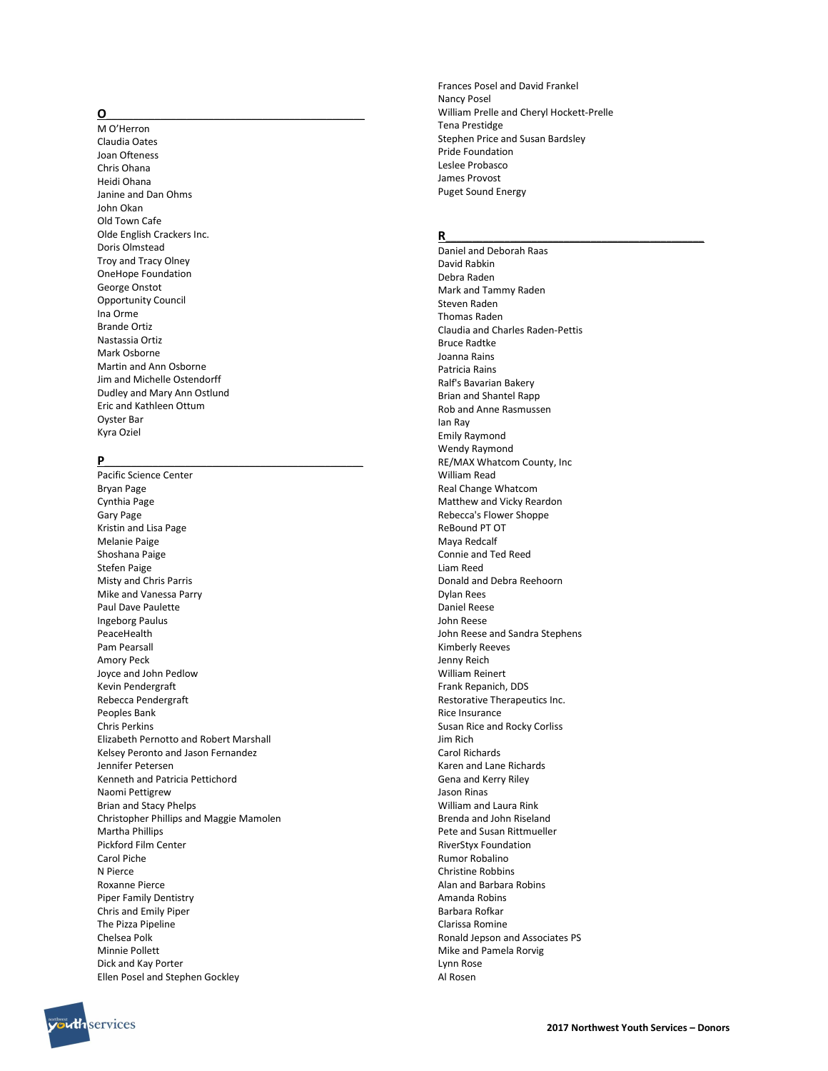## O

M O'Herron
Claudia Oates
Joan Ofteness
Chris Ohana
Heidi Ohana
Janine and Dan Ohms
John Okan
Old Town Cafe
Olde English Crackers Inc.
Doris Olmstead
Troy and Tracy Olney
OneHope Foundation
George Onstot
Opportunity Council
Ina Orme
Brande Ortiz
Nastassia Ortiz
Mark Osborne
Martin and Ann Osborne
Jim and Michelle Ostendorff
Dudley and Mary Ann Ostlund
Eric and Kathleen Ottum
Oyster Bar
Kyra Oziel

## P

Pacific Science Center
Bryan Page
Cynthia Page
Gary Page
Kristin and Lisa Page
Melanie Paige
Shoshana Paige
Stefen Paige
Misty and Chris Parris
Mike and Vanessa Parry
Paul Dave Paulette
Ingeborg Paulus
PeaceHealth
Pam Pearsall
Amory Peck
Joyce and John Pedlow
Kevin Pendergraft
Rebecca Pendergraft
Peoples Bank
Chris Perkins
Elizabeth Pernotto and Robert Marshall
Kelsey Peronto and Jason Fernandez
Jennifer Petersen
Kenneth and Patricia Pettichord
Naomi Pettigrew
Brian and Stacy Phelps
Christopher Phillips and Maggie Mamolen
Martha Phillips
Pickford Film Center
Carol Piche
N Pierce
Roxanne Pierce
Piper Family Dentistry
Chris and Emily Piper
The Pizza Pipeline
Chelsea Polk
Minnie Pollett
Dick and Kay Porter
Ellen Posel and Stephen Gockley
Frances Posel and David Frankel
Nancy Posel
William Prelle and Cheryl Hockett-Prelle
Tena Prestidge
Stephen Price and Susan Bardsley
Pride Foundation
Leslee Probasco
James Provost
Puget Sound Energy

## R

Daniel and Deborah Raas
David Rabkin
Debra Raden
Mark and Tammy Raden
Steven Raden
Thomas Raden
Claudia and Charles Raden-Pettis
Bruce Radtke
Joanna Rains
Patricia Rains
Ralf's Bavarian Bakery
Brian and Shantel Rapp
Rob and Anne Rasmussen
Ian Ray
Emily Raymond
Wendy Raymond
RE/MAX Whatcom County, Inc
William Read
Real Change Whatcom
Matthew and Vicky Reardon
Rebecca's Flower Shoppe
ReBound PT OT
Maya Redcalf
Connie and Ted Reed
Liam Reed
Donald and Debra Reehoorn
Dylan Rees
Daniel Reese
John Reese
John Reese and Sandra Stephens
Kimberly Reeves
Jenny Reich
William Reinert
Frank Repanich, DDS
Restorative Therapeutics Inc.
Rice Insurance
Susan Rice and Rocky Corliss
Jim Rich
Carol Richards
Karen and Lane Richards
Gena and Kerry Riley
Jason Rinas
William and Laura Rink
Brenda and John Riseland
Pete and Susan Rittmueller
RiverStyx Foundation
Rumor Robalino
Christine Robbins
Alan and Barbara Robins
Amanda Robins
Barbara Rofkar
Clarissa Romine
Ronald Jepson and Associates PS
Mike and Pamela Rorvig
Lynn Rose
Al Rosen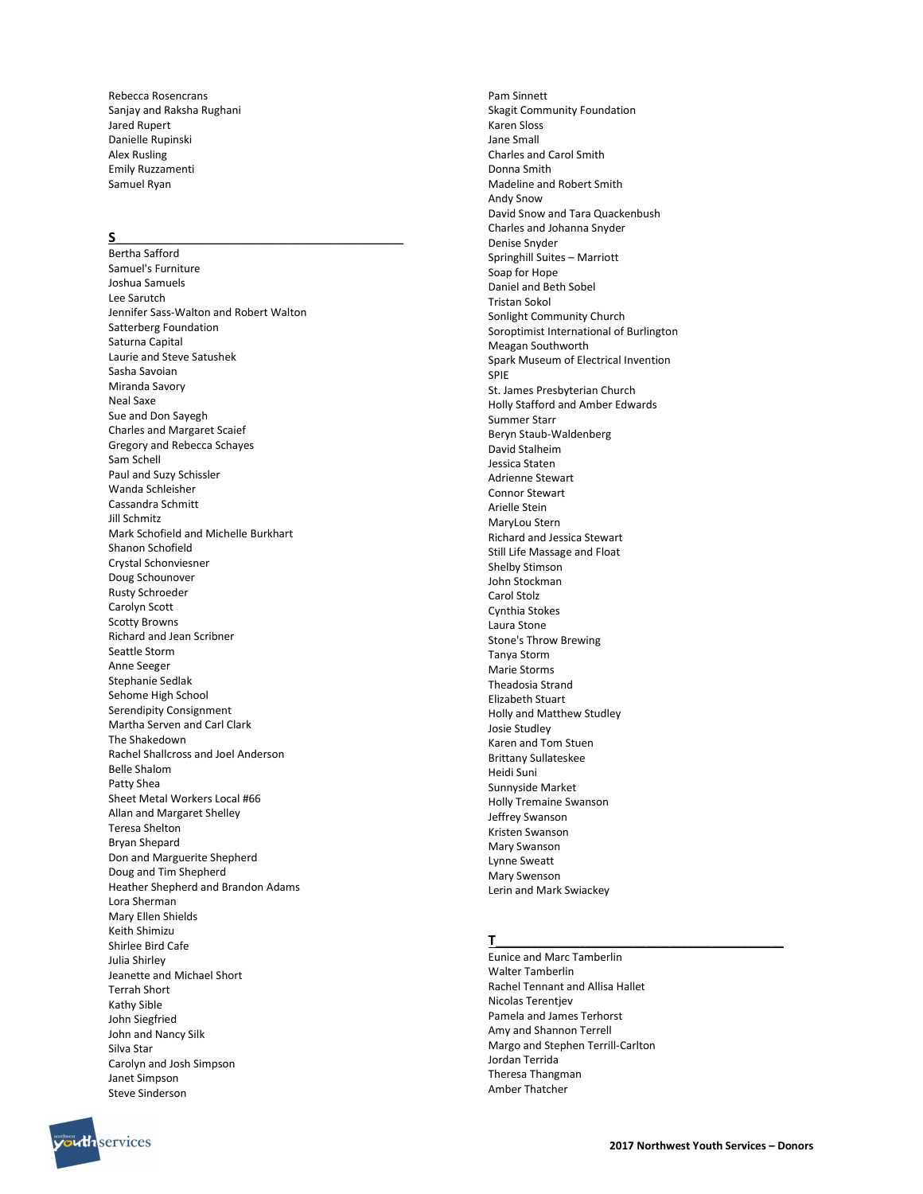Rebecca Rosencrans
Sanjay and Raksha Rughani
Jared Rupert
Danielle Rupinski
Alex Rusling
Emily Ruzzamenti
Samuel Ryan

## S

Bertha Safford
Samuel's Furniture
Joshua Samuels
Lee Sarutch
Jennifer Sass-Walton and Robert Walton
Satterberg Foundation
Saturna Capital
Laurie and Steve Satushek
Sasha Savoian
Miranda Savory
Neal Saxe
Sue and Don Sayegh
Charles and Margaret Scaief
Gregory and Rebecca Schayes
Sam Schell
Paul and Suzy Schissler
Wanda Schleisher
Cassandra Schmitt
Jill Schmitz
Mark Schofield and Michelle Burkhart
Shanon Schofield
Crystal Schonviesner
Doug Schounover
Rusty Schroeder
Carolyn Scott
Scotty Browns
Richard and Jean Scribner
Seattle Storm
Anne Seeger
Stephanie Sedlak
Sehome High School
Serendipity Consignment
Martha Serven and Carl Clark
The Shakedown
Rachel Shallcross and Joel Anderson
Belle Shalom
Patty Shea
Sheet Metal Workers Local #66
Allan and Margaret Shelley
Teresa Shelton
Bryan Shepard
Don and Marguerite Shepherd
Doug and Tim Shepherd
Heather Shepherd and Brandon Adams
Lora Sherman
Mary Ellen Shields
Keith Shimizu
Shirlee Bird Cafe
Julia Shirley
Jeanette and Michael Short
Terrah Short
Kathy Sible
John Siegfried
John and Nancy Silk
Silva Star
Carolyn and Josh Simpson
Janet Simpson
Steve Sinderson
Pam Sinnett
Skagit Community Foundation
Karen Sloss
Jane Small
Charles and Carol Smith
Donna Smith
Madeline and Robert Smith
Andy Snow
David Snow and Tara Quackenbush
Charles and Johanna Snyder
Denise Snyder
Springhill Suites – Marriott
Soap for Hope
Daniel and Beth Sobel
Tristan Sokol
Sonlight Community Church
Soroptimist International of Burlington
Meagan Southworth
Spark Museum of Electrical Invention
SPIE
St. James Presbyterian Church
Holly Stafford and Amber Edwards
Summer Starr
Beryn Staub-Waldenberg
David Stalheim
Jessica Staten
Adrienne Stewart
Connor Stewart
Arielle Stein
MaryLou Stern
Richard and Jessica Stewart
Still Life Massage and Float
Shelby Stimson
John Stockman
Carol Stolz
Cynthia Stokes
Laura Stone
Stone's Throw Brewing
Tanya Storm
Marie Storms
Theadosia Strand
Elizabeth Stuart
Holly and Matthew Studley
Josie Studley
Karen and Tom Stuen
Brittany Sullateskee
Heidi Suni
Sunnyside Market
Holly Tremaine Swanson
Jeffrey Swanson
Kristen Swanson
Mary Swanson
Lynne Sweatt
Mary Swenson
Lerin and Mark Swiackey

## T

Eunice and Marc Tamberlin
Walter Tamberlin
Rachel Tennant and Allisa Hallet
Nicolas Terentjev
Pamela and James Terhorst
Amy and Shannon Terrell
Margo and Stephen Terrill-Carlton
Jordan Terrida
Theresa Thangman
Amber Thatcher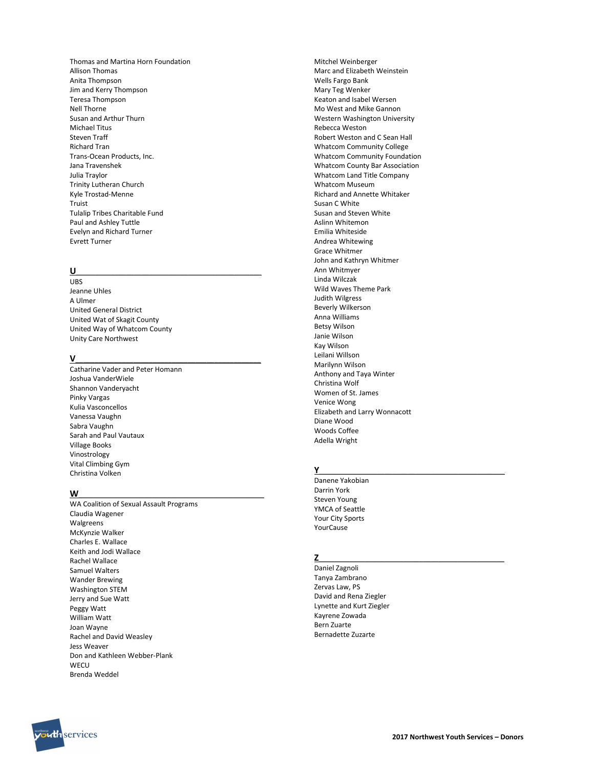Thomas and Martina Horn Foundation
Allison Thomas
Anita Thompson
Jim and Kerry Thompson
Teresa Thompson
Nell Thorne
Susan and Arthur Thurn
Michael Titus
Steven Traff
Richard Tran
Trans-Ocean Products, Inc.
Jana Travenshek
Julia Traylor
Trinity Lutheran Church
Kyle Trostad-Menne
Truist
Tulalip Tribes Charitable Fund
Paul and Ashley Tuttle
Evelyn and Richard Turner
Evrett Turner

## U

UBS
Jeanne Uhles
A Ulmer
United General District
United Wat of Skagit County
United Way of Whatcom County
Unity Care Northwest

## V

Catharine Vader and Peter Homann
Joshua VanderWiele
Shannon Vanderyacht
Pinky Vargas
Kulia Vasconcellos
Vanessa Vaughn
Sabra Vaughn
Sarah and Paul Vautaux
Village Books
Vinostrology
Vital Climbing Gym
Christina Volken

## W

WA Coalition of Sexual Assault Programs
Claudia Wagener
Walgreens
McKynzie Walker
Charles E. Wallace
Keith and Jodi Wallace
Rachel Wallace
Samuel Walters
Wander Brewing
Washington STEM
Jerry and Sue Watt
Peggy Watt
William Watt
Joan Wayne
Rachel and David Weasley
Jess Weaver
Don and Kathleen Webber-Plank
WECU
Brenda Weddel
Mitchel Weinberger
Marc and Elizabeth Weinstein
Wells Fargo Bank
Mary Teg Wenker
Keaton and Isabel Wersen
Mo West and Mike Gannon
Western Washington University
Rebecca Weston
Robert Weston and C Sean Hall
Whatcom Community College
Whatcom Community Foundation
Whatcom County Bar Association
Whatcom Land Title Company
Whatcom Museum
Richard and Annette Whitaker
Susan C White
Susan and Steven White
Aslinn Whitemon
Emilia Whiteside
Andrea Whitewing
Grace Whitmer
John and Kathryn Whitmer
Ann Whitmyer
Linda Wilczak
Wild Waves Theme Park
Judith Wilgress
Beverly Wilkerson
Anna Williams
Betsy Wilson
Janie Wilson
Kay Wilson
Leilani Willson
Marilynn Wilson
Anthony and Taya Winter
Christina Wolf
Women of St. James
Venice Wong
Elizabeth and Larry Wonnacott
Diane Wood
Woods Coffee
Adella Wright

## Y

Danene Yakobian
Darrin York
Steven Young
YMCA of Seattle
Your City Sports
YourCause

## Z

Daniel Zagnoli
Tanya Zambrano
Zervas Law, PS
David and Rena Ziegler
Lynette and Kurt Ziegler
Kayrene Zowada
Bern Zuarte
Bernadette Zuzarte